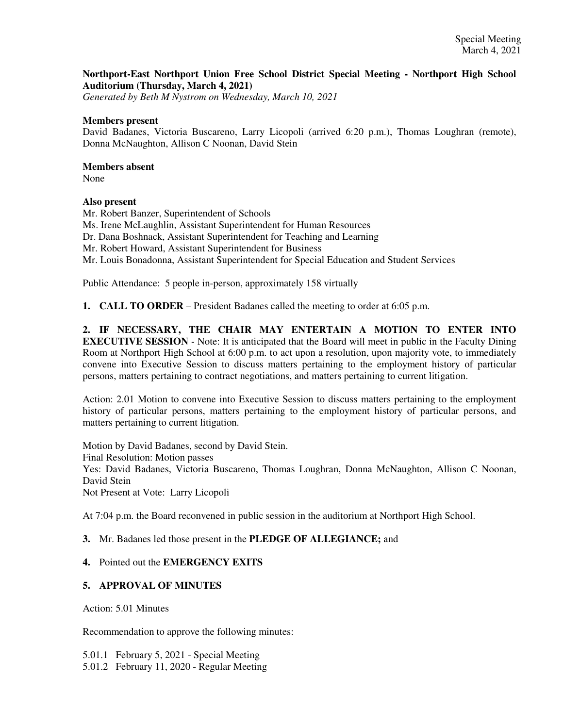**Northport-East Northport Union Free School District Special Meeting - Northport High School Auditorium (Thursday, March 4, 2021)**
*Generated by Beth M Nystrom on Wednesday, March 10, 2021*

**Members present**
David Badanes, Victoria Buscareno, Larry Licopoli (arrived 6:20 p.m.), Thomas Loughran (remote), Donna McNaughton, Allison C Noonan, David Stein

**Members absent**
None

**Also present**
Mr. Robert Banzer, Superintendent of Schools
Ms. Irene McLaughlin, Assistant Superintendent for Human Resources
Dr. Dana Boshnack, Assistant Superintendent for Teaching and Learning
Mr. Robert Howard, Assistant Superintendent for Business
Mr. Louis Bonadonna, Assistant Superintendent for Special Education and Student Services

Public Attendance: 5 people in-person, approximately 158 virtually

**1. CALL TO ORDER** – President Badanes called the meeting to order at 6:05 p.m.

**2. IF NECESSARY, THE CHAIR MAY ENTERTAIN A MOTION TO ENTER INTO EXECUTIVE SESSION** - Note: It is anticipated that the Board will meet in public in the Faculty Dining Room at Northport High School at 6:00 p.m. to act upon a resolution, upon majority vote, to immediately convene into Executive Session to discuss matters pertaining to the employment history of particular persons, matters pertaining to contract negotiations, and matters pertaining to current litigation.

Action: 2.01 Motion to convene into Executive Session to discuss matters pertaining to the employment history of particular persons, matters pertaining to the employment history of particular persons, and matters pertaining to current litigation.

Motion by David Badanes, second by David Stein.
Final Resolution: Motion passes
Yes: David Badanes, Victoria Buscareno, Thomas Loughran, Donna McNaughton, Allison C Noonan, David Stein
Not Present at Vote: Larry Licopoli

At 7:04 p.m. the Board reconvened in public session in the auditorium at Northport High School.

**3.** Mr. Badanes led those present in the **PLEDGE OF ALLEGIANCE;** and

**4.** Pointed out the **EMERGENCY EXITS**

**5. APPROVAL OF MINUTES**

Action: 5.01 Minutes

Recommendation to approve the following minutes:

5.01.1 February 5, 2021 - Special Meeting
5.01.2 February 11, 2020 - Regular Meeting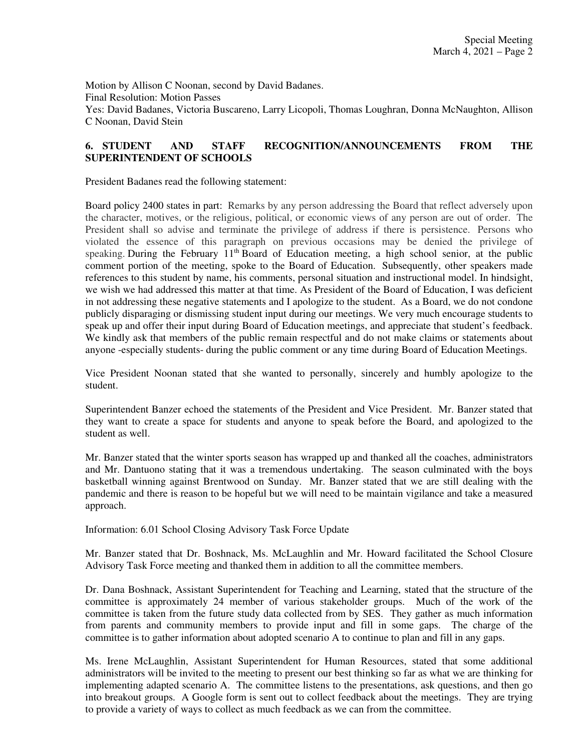Motion by Allison C Noonan, second by David Badanes.
Final Resolution: Motion Passes
Yes: David Badanes, Victoria Buscareno, Larry Licopoli, Thomas Loughran, Donna McNaughton, Allison C Noonan, David Stein

**6. STUDENT AND STAFF RECOGNITION/ANNOUNCEMENTS FROM THE SUPERINTENDENT OF SCHOOLS**

President Badanes read the following statement:

Board policy 2400 states in part: Remarks by any person addressing the Board that reflect adversely upon the character, motives, or the religious, political, or economic views of any person are out of order. The President shall so advise and terminate the privilege of address if there is persistence. Persons who violated the essence of this paragraph on previous occasions may be denied the privilege of speaking. During the February 11th Board of Education meeting, a high school senior, at the public comment portion of the meeting, spoke to the Board of Education. Subsequently, other speakers made references to this student by name, his comments, personal situation and instructional model. In hindsight, we wish we had addressed this matter at that time. As President of the Board of Education, I was deficient in not addressing these negative statements and I apologize to the student. As a Board, we do not condone publicly disparaging or dismissing student input during our meetings. We very much encourage students to speak up and offer their input during Board of Education meetings, and appreciate that student's feedback. We kindly ask that members of the public remain respectful and do not make claims or statements about anyone -especially students- during the public comment or any time during Board of Education Meetings.

Vice President Noonan stated that she wanted to personally, sincerely and humbly apologize to the student.

Superintendent Banzer echoed the statements of the President and Vice President. Mr. Banzer stated that they want to create a space for students and anyone to speak before the Board, and apologized to the student as well.

Mr. Banzer stated that the winter sports season has wrapped up and thanked all the coaches, administrators and Mr. Dantuono stating that it was a tremendous undertaking. The season culminated with the boys basketball winning against Brentwood on Sunday. Mr. Banzer stated that we are still dealing with the pandemic and there is reason to be hopeful but we will need to be maintain vigilance and take a measured approach.

Information: 6.01 School Closing Advisory Task Force Update

Mr. Banzer stated that Dr. Boshnack, Ms. McLaughlin and Mr. Howard facilitated the School Closure Advisory Task Force meeting and thanked them in addition to all the committee members.

Dr. Dana Boshnack, Assistant Superintendent for Teaching and Learning, stated that the structure of the committee is approximately 24 member of various stakeholder groups. Much of the work of the committee is taken from the future study data collected from by SES. They gather as much information from parents and community members to provide input and fill in some gaps. The charge of the committee is to gather information about adopted scenario A to continue to plan and fill in any gaps.

Ms. Irene McLaughlin, Assistant Superintendent for Human Resources, stated that some additional administrators will be invited to the meeting to present our best thinking so far as what we are thinking for implementing adapted scenario A. The committee listens to the presentations, ask questions, and then go into breakout groups. A Google form is sent out to collect feedback about the meetings. They are trying to provide a variety of ways to collect as much feedback as we can from the committee.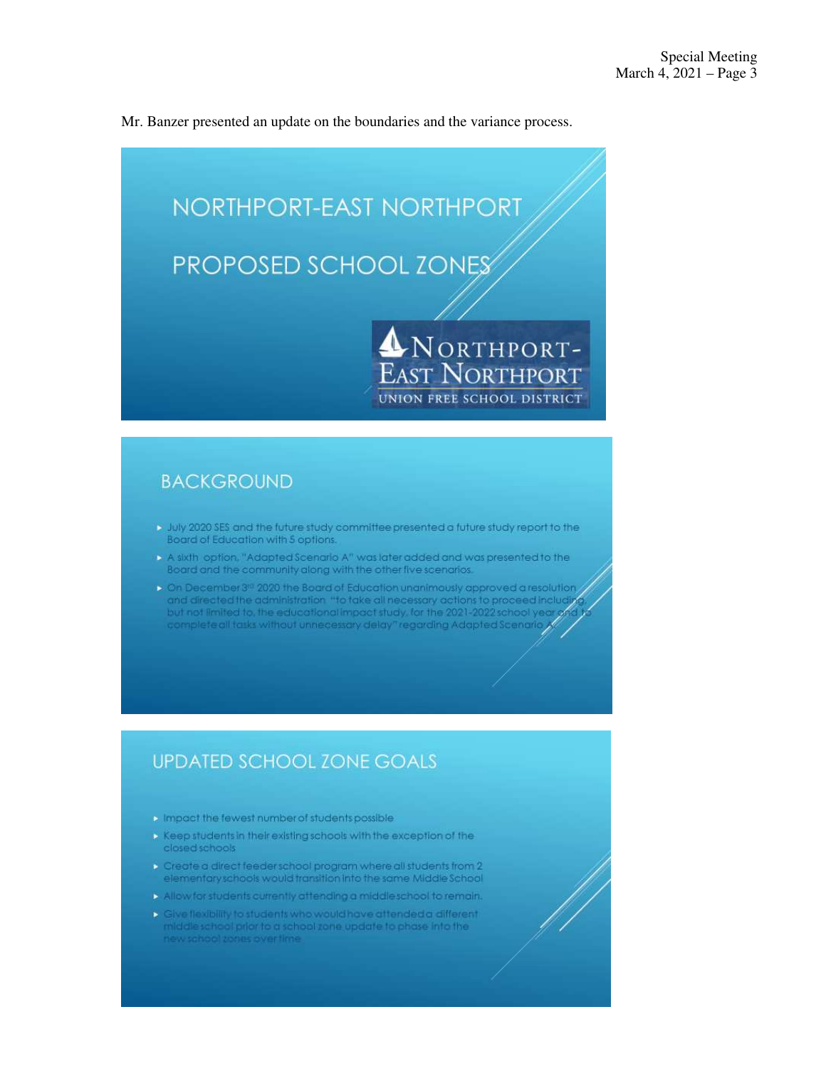Mr. Banzer presented an update on the boundaries and the variance process.

# NORTHPORT-EAST NORTHPORT

# PROPOSED SCHOOL ZONES

NORTHPORT-EAST NORTHPORT
UNION FREE SCHOOL DISTRICT

## BACKGROUND

- July 2020 SES and the future study committee presented a future study report to the Board of Education with 5 options.
- A sixth option, "Adapted Scenario A" was later added and was presented to the Board and the community along with the other five scenarios.
- On December 3rd 2020 the Board of Education unanimously approved a resolution and directed the administration "to take all necessary actions to proceed including, but not limited to, the educational impact study, for the 2021-2022 school year and to complete all tasks without unnecessary delay" regarding Adapted Scenario A.

## UPDATED SCHOOL ZONE GOALS

- Impact the fewest number of students possible
- Keep students in their existing schools with the exception of the closed schools
- Create a direct feeder school program where all students from 2 elementary schools would transition into the same Middle School
- Allow for students currently attending a middle school to remain.
- Give flexibility to students who would have attended a different middle school prior to a school zone update to phase into the new school zones over time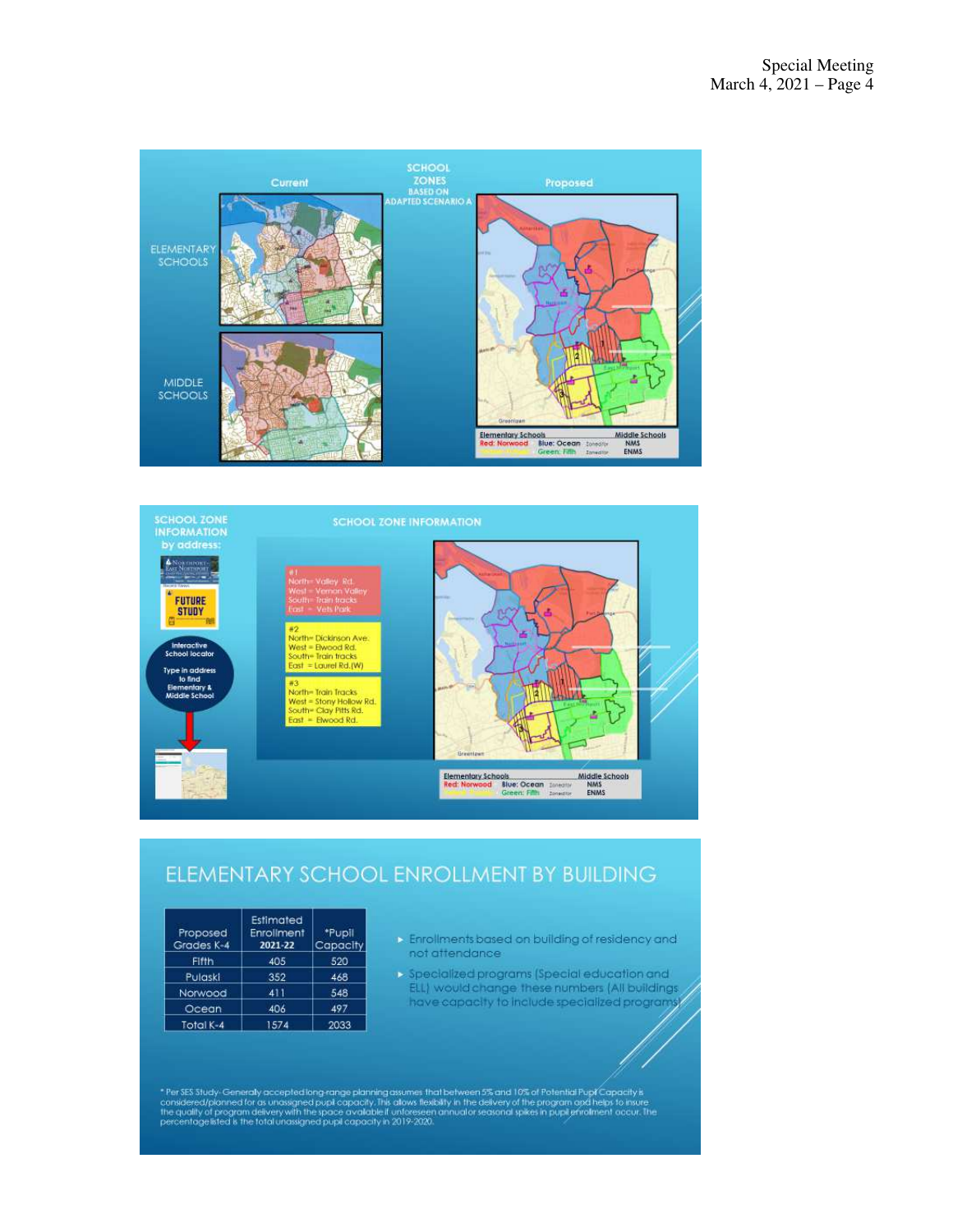## SCHOOL ZONES BASED ON ADAPTED SCENARIO A

Current | Proposed

ELEMENTARY SCHOOLS

MIDDLE SCHOOLS

Elementary Schools: Red: Norwood, Blue: Ocean, Green: Fifth — Middle Schools: Zoned for NMS, Zoned for ENMS

## SCHOOL ZONE INFORMATION

SCHOOL ZONE INFORMATION by address:

FUTURE STUDY

Interactive School locator

Type in address to find Elementary & Middle School

#1
North= Valley Rd.
West = Vernon Valley
South= Train tracks
East = Vets Park

#2
North= Dickinson Ave.
West = Elwood Rd.
South= Train tracks
East = Laurel Rd.(W)

#3
North= Train Tracks
West = Stony Hollow Rd.
South= Clay Pitts Rd.
East = Elwood Rd.

Elementary Schools: Red: Norwood, Blue: Ocean, Green: Fifth — Middle Schools: Zoned for NMS, Zoned for ENMS

## ELEMENTARY SCHOOL ENROLLMENT BY BUILDING

| Proposed Grades K-4 | Estimated Enrollment 2021-22 | *Pupil Capacity |
|---|---|---|
| Fifth | 405 | 520 |
| Pulaski | 352 | 468 |
| Norwood | 411 | 548 |
| Ocean | 406 | 497 |
| Total K-4 | 1574 | 2033 |

- Enrollments based on building of residency and not attendance
- Specialized programs (Special education and ELL) would change these numbers (All buildings have capacity to include specialized programs)

* Per SES Study- Generally accepted long-range planning assumes that between 5% and 10% of Potential Pupil Capacity is considered/planned for as unassigned pupil capacity. This allows flexibility in the delivery of the program and helps to insure the quality of program delivery with the space available if unforeseen annual or seasonal spikes in pupil enrollment occur. The percentage listed is the total unassigned pupil capacity in 2019-2020.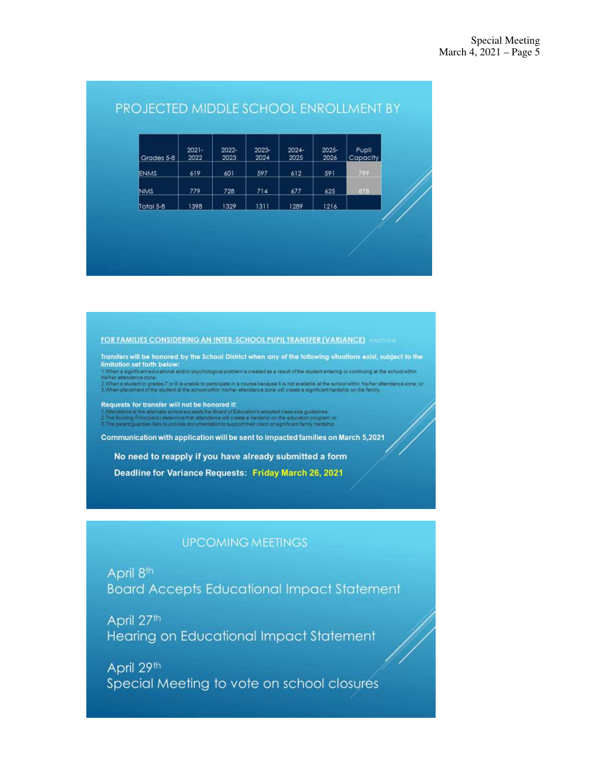## PROJECTED MIDDLE SCHOOL ENROLLMENT BY

| Grades 5-8 | 2021-2022 | 2022-2023 | 2023-2024 | 2024-2025 | 2025-2026 | Pupil Capacity |
|---|---|---|---|---|---|---|
| ENMS | 619 | 601 | 597 | 612 | 591 | 799 |
| NMS | 779 | 728 | 714 | 677 | 625 | 878 |
| Total 5-8 | 1398 | 1329 | 1311 | 1289 | 1216 | |

**FOR FAMILIES CONSIDERING AN INTER-SCHOOL PUPIL TRANSFER (VARIANCE)** POLICY 5110

**Transfers will be honored by the School District when any of the following situations exist, subject to the limitation set forth below:**

1. When a significant educational and/or psychological problem is created as a result of the student entering or continuing at the school within his/her attendance zone;
2. When a student in grades 7 or 8 is unable to participate in a course because it is not available at the school within his/her attendance zone; or
3. When placement of the student at the school within his/her attendance zone will create a significant hardship on the family.

**Requests for transfer will not be honored if:**

1. Attendance at the alternate school exceeds the Board of Education's adopted class size guidelines;
2. The Building Principal(s) determine that attendance will create a hardship on the education program; or
3. The parent/guardian fails to provide documentation to support their claim of significant family hardship.

**Communication with application will be sent to impacted families on March 5,2021**

**No need to reapply if you have already submitted a form**

**Deadline for Variance Requests: Friday March 26, 2021**

## UPCOMING MEETINGS

April 8th
Board Accepts Educational Impact Statement

April 27th
Hearing on Educational Impact Statement

April 29th
Special Meeting to vote on school closures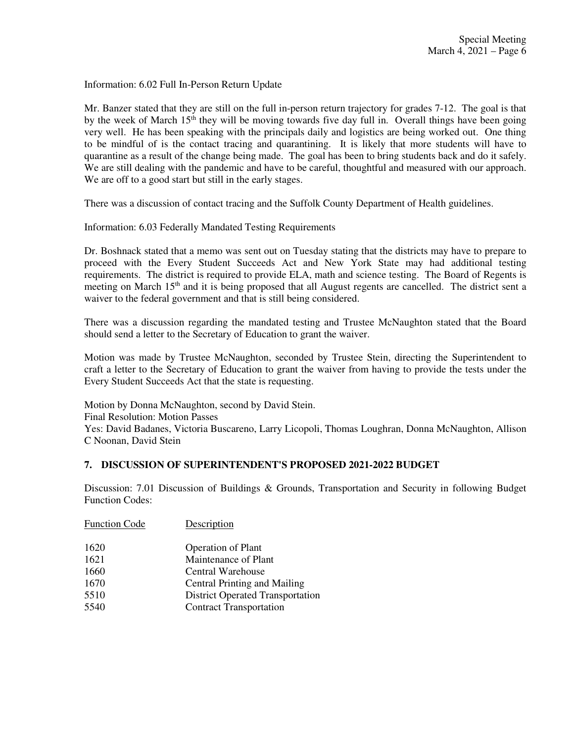Information: 6.02 Full In-Person Return Update

Mr. Banzer stated that they are still on the full in-person return trajectory for grades 7-12. The goal is that by the week of March 15th they will be moving towards five day full in. Overall things have been going very well. He has been speaking with the principals daily and logistics are being worked out. One thing to be mindful of is the contact tracing and quarantining. It is likely that more students will have to quarantine as a result of the change being made. The goal has been to bring students back and do it safely. We are still dealing with the pandemic and have to be careful, thoughtful and measured with our approach. We are off to a good start but still in the early stages.

There was a discussion of contact tracing and the Suffolk County Department of Health guidelines.

Information: 6.03 Federally Mandated Testing Requirements

Dr. Boshnack stated that a memo was sent out on Tuesday stating that the districts may have to prepare to proceed with the Every Student Succeeds Act and New York State may had additional testing requirements. The district is required to provide ELA, math and science testing. The Board of Regents is meeting on March 15th and it is being proposed that all August regents are cancelled. The district sent a waiver to the federal government and that is still being considered.

There was a discussion regarding the mandated testing and Trustee McNaughton stated that the Board should send a letter to the Secretary of Education to grant the waiver.

Motion was made by Trustee McNaughton, seconded by Trustee Stein, directing the Superintendent to craft a letter to the Secretary of Education to grant the waiver from having to provide the tests under the Every Student Succeeds Act that the state is requesting.

Motion by Donna McNaughton, second by David Stein.
Final Resolution: Motion Passes
Yes: David Badanes, Victoria Buscareno, Larry Licopoli, Thomas Loughran, Donna McNaughton, Allison C Noonan, David Stein

## 7. DISCUSSION OF SUPERINTENDENT'S PROPOSED 2021-2022 BUDGET

Discussion: 7.01 Discussion of Buildings & Grounds, Transportation and Security in following Budget Function Codes:

| Function Code | Description |
|---|---|
| 1620 | Operation of Plant |
| 1621 | Maintenance of Plant |
| 1660 | Central Warehouse |
| 1670 | Central Printing and Mailing |
| 5510 | District Operated Transportation |
| 5540 | Contract Transportation |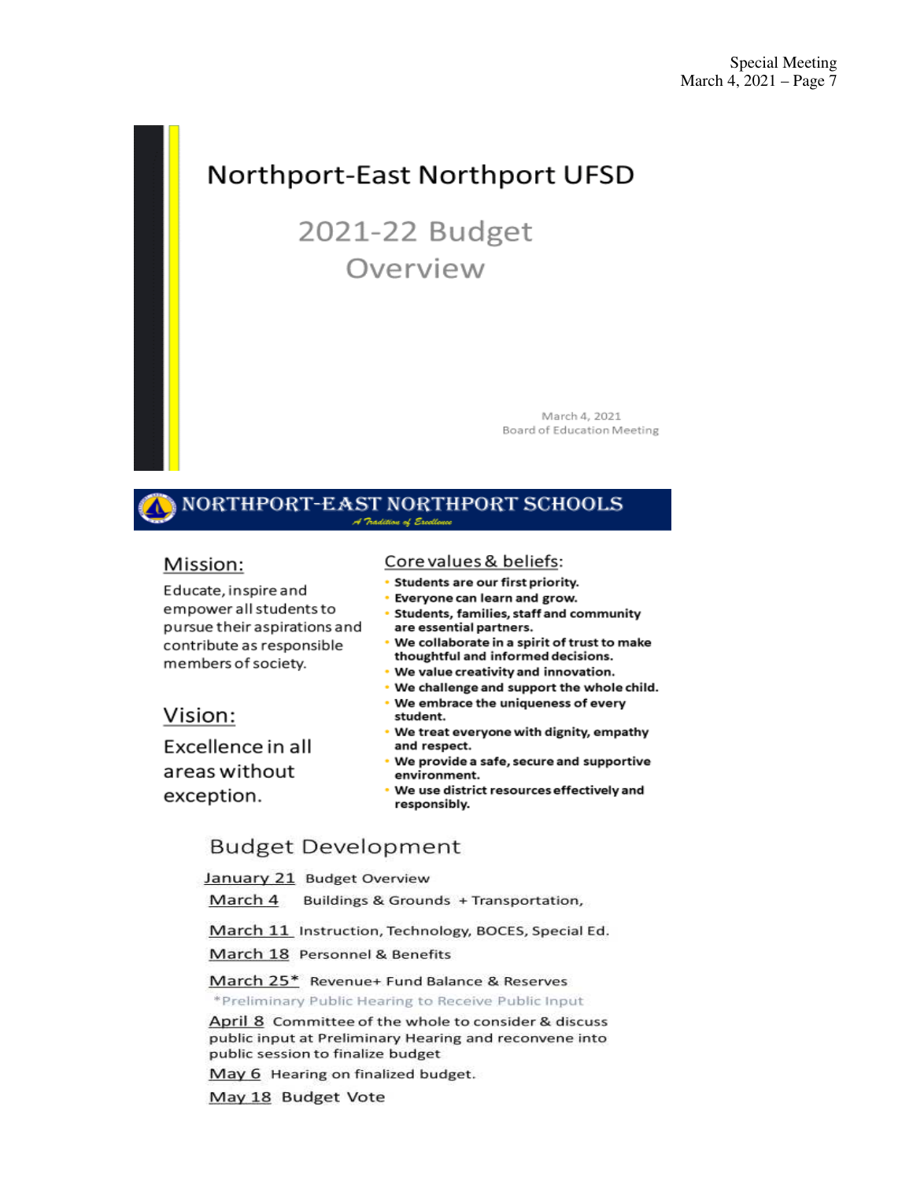# Northport-East Northport UFSD

## 2021-22 Budget Overview

March 4, 2021
Board of Education Meeting

---

**NORTHPORT-EAST NORTHPORT SCHOOLS**

*A Tradition of Excellence*

### Mission:

Educate, inspire and empower all students to pursue their aspirations and contribute as responsible members of society.

### Vision:

Excellence in all areas without exception.

### Core values & beliefs:

- **Students are our first priority.**
- **Everyone can learn and grow.**
- **Students, families, staff and community are essential partners.**
- **We collaborate in a spirit of trust to make thoughtful and informed decisions.**
- **We value creativity and innovation.**
- **We challenge and support the whole child.**
- **We embrace the uniqueness of every student.**
- **We treat everyone with dignity, empathy and respect.**
- **We provide a safe, secure and supportive environment.**
- **We use district resources effectively and responsibly.**

---

## Budget Development

January 21 Budget Overview

March 4 Buildings & Grounds + Transportation,

March 11 Instruction, Technology, BOCES, Special Ed.

March 18 Personnel & Benefits

March 25* Revenue+ Fund Balance & Reserves

*Preliminary Public Hearing to Receive Public Input

April 8 Committee of the whole to consider & discuss public input at Preliminary Hearing and reconvene into public session to finalize budget

May 6 Hearing on finalized budget.

May 18 Budget Vote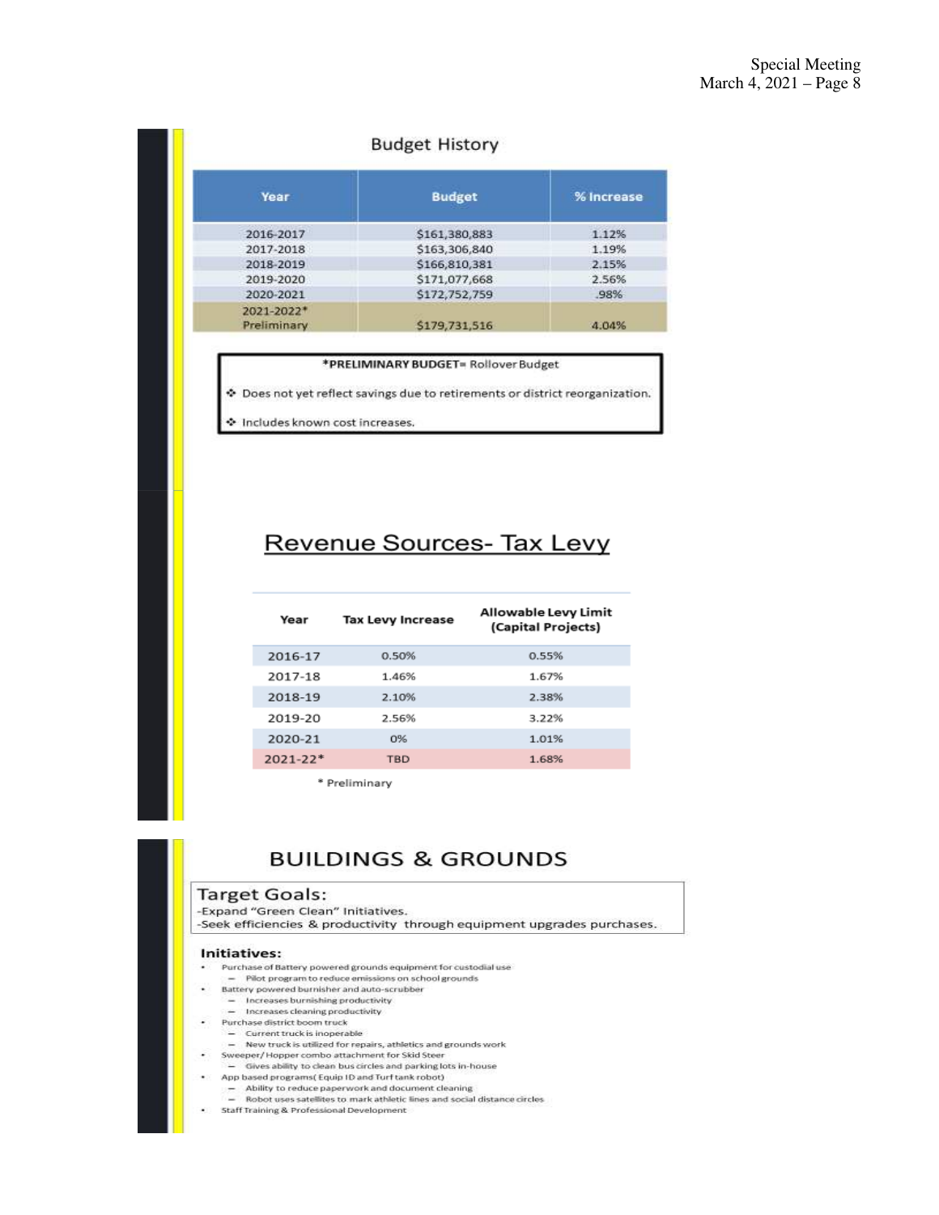## Budget History

| Year | Budget | % Increase |
|---|---|---|
| 2016-2017 | $161,380,883 | 1.12% |
| 2017-2018 | $163,306,840 | 1.19% |
| 2018-2019 | $166,810,381 | 2.15% |
| 2019-2020 | $171,077,668 | 2.56% |
| 2020-2021 | $172,752,759 | .98% |
| 2021-2022* Preliminary | $179,731,516 | 4.04% |

**\*PRELIMINARY BUDGET**= Rollover Budget

- ❖ Does not yet reflect savings due to retirements or district reorganization.
- ❖ Includes known cost increases.

## Revenue Sources- Tax Levy

| Year | Tax Levy Increase | Allowable Levy Limit (Capital Projects) |
|---|---|---|
| 2016-17 | 0.50% | 0.55% |
| 2017-18 | 1.46% | 1.67% |
| 2018-19 | 2.10% | 2.38% |
| 2019-20 | 2.56% | 3.22% |
| 2020-21 | 0% | 1.01% |
| 2021-22* | TBD | 1.68% |

\* Preliminary

## BUILDINGS & GROUNDS

**Target Goals:**
-Expand "Green Clean" Initiatives.
-Seek efficiencies & productivity through equipment upgrades purchases.

**Initiatives:**

- Purchase of Battery powered grounds equipment for custodial use
  - Pilot program to reduce emissions on school grounds
- Battery powered burnisher and auto-scrubber
  - Increases burnishing productivity
  - Increases cleaning productivity
- Purchase district boom truck
  - Current truck is inoperable
  - New truck is utilized for repairs, athletics and grounds work
- Sweeper/Hopper combo attachment for Skid Steer
  - Gives ability to clean bus circles and parking lots in-house
- App based programs( Equip ID and Turf tank robot)
  - Ability to reduce paperwork and document cleaning
  - Robot uses satellites to mark athletic lines and social distance circles
- Staff Training & Professional Development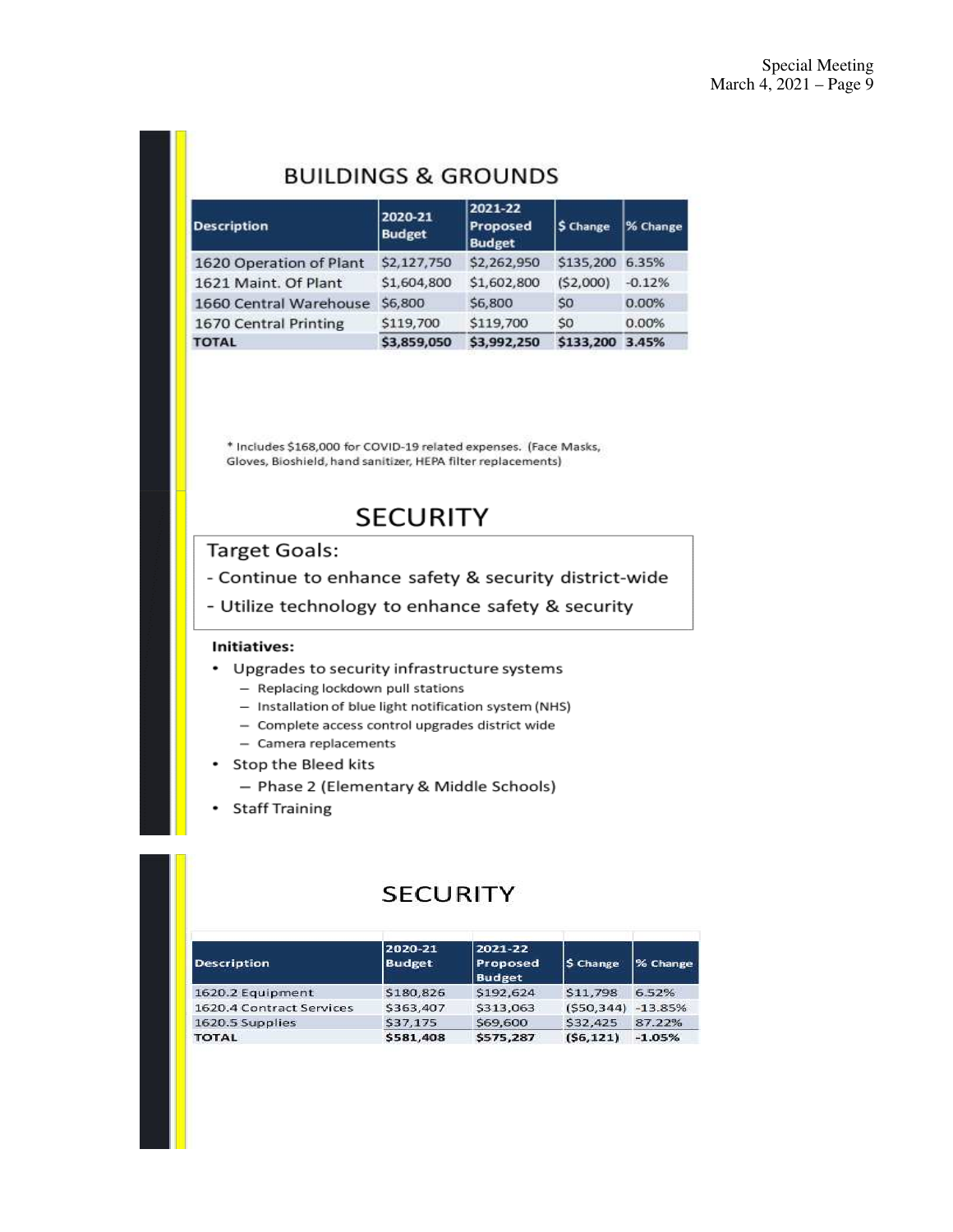## BUILDINGS & GROUNDS

| Description | 2020-21 Budget | 2021-22 Proposed Budget | $ Change | % Change |
|---|---|---|---|---|
| 1620 Operation of Plant | $2,127,750 | $2,262,950 | $135,200 | 6.35% |
| 1621 Maint. Of Plant | $1,604,800 | $1,602,800 | ($2,000) | -0.12% |
| 1660 Central Warehouse | $6,800 | $6,800 | $0 | 0.00% |
| 1670 Central Printing | $119,700 | $119,700 | $0 | 0.00% |
| **TOTAL** | **$3,859,050** | **$3,992,250** | **$133,200** | **3.45%** |

* Includes $168,000 for COVID-19 related expenses. (Face Masks, Gloves, Bioshield, hand sanitizer, HEPA filter replacements)

## SECURITY

Target Goals:
- Continue to enhance safety & security district-wide
- Utilize technology to enhance safety & security

**Initiatives:**

- Upgrades to security infrastructure systems
  - Replacing lockdown pull stations
  - Installation of blue light notification system (NHS)
  - Complete access control upgrades district wide
  - Camera replacements
- Stop the Bleed kits
  - Phase 2 (Elementary & Middle Schools)
- Staff Training

## SECURITY

| Description | 2020-21 Budget | 2021-22 Proposed Budget | $ Change | % Change |
|---|---|---|---|---|
| 1620.2 Equipment | $180,826 | $192,624 | $11,798 | 6.52% |
| 1620.4 Contract Services | $363,407 | $313,063 | ($50,344) | -13.85% |
| 1620.5 Supplies | $37,175 | $69,600 | $32,425 | 87.22% |
| **TOTAL** | **$581,408** | **$575,287** | **($6,121)** | **-1.05%** |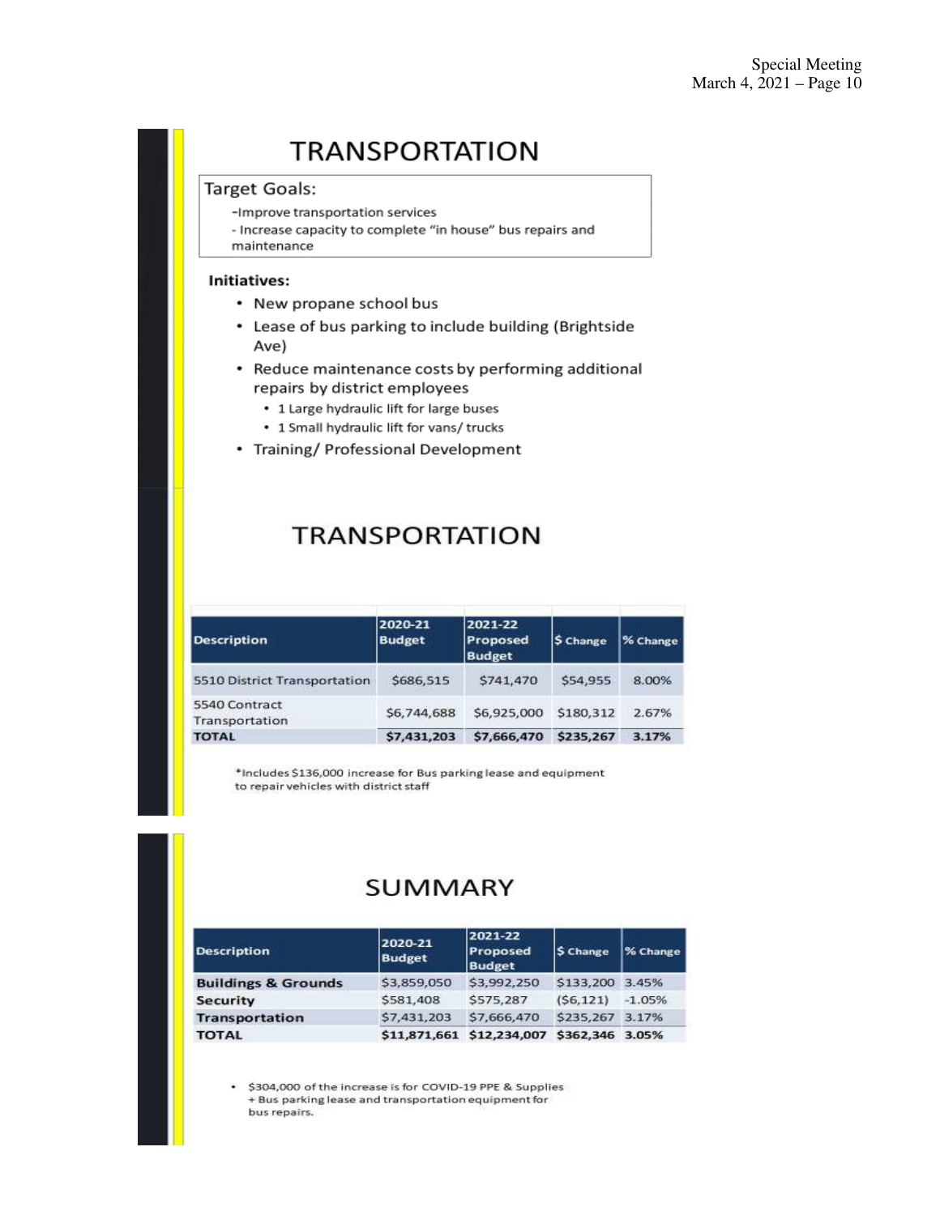# TRANSPORTATION

Target Goals:

-Improve transportation services
- Increase capacity to complete "in house" bus repairs and maintenance

**Initiatives:**

- New propane school bus
- Lease of bus parking to include building (Brightside Ave)
- Reduce maintenance costs by performing additional repairs by district employees
  - 1 Large hydraulic lift for large buses
  - 1 Small hydraulic lift for vans/ trucks
- Training/ Professional Development

# TRANSPORTATION

| Description | 2020-21 Budget | 2021-22 Proposed Budget | $ Change | % Change |
|---|---|---|---|---|
| 5510 District Transportation | $686,515 | $741,470 | $54,955 | 8.00% |
| 5540 Contract Transportation | $6,744,688 | $6,925,000 | $180,312 | 2.67% |
| **TOTAL** | **$7,431,203** | **$7,666,470** | **$235,267** | **3.17%** |

*Includes $136,000 increase for Bus parking lease and equipment to repair vehicles with district staff

# SUMMARY

| Description | 2020-21 Budget | 2021-22 Proposed Budget | $ Change | % Change |
|---|---|---|---|---|
| **Buildings & Grounds** | $3,859,050 | $3,992,250 | $133,200 | 3.45% |
| **Security** | $581,408 | $575,287 | ($6,121) | -1.05% |
| **Transportation** | $7,431,203 | $7,666,470 | $235,267 | 3.17% |
| **TOTAL** | **$11,871,661** | **$12,234,007** | **$362,346** | **3.05%** |

- $304,000 of the increase is for COVID-19 PPE & Supplies + Bus parking lease and transportation equipment for bus repairs.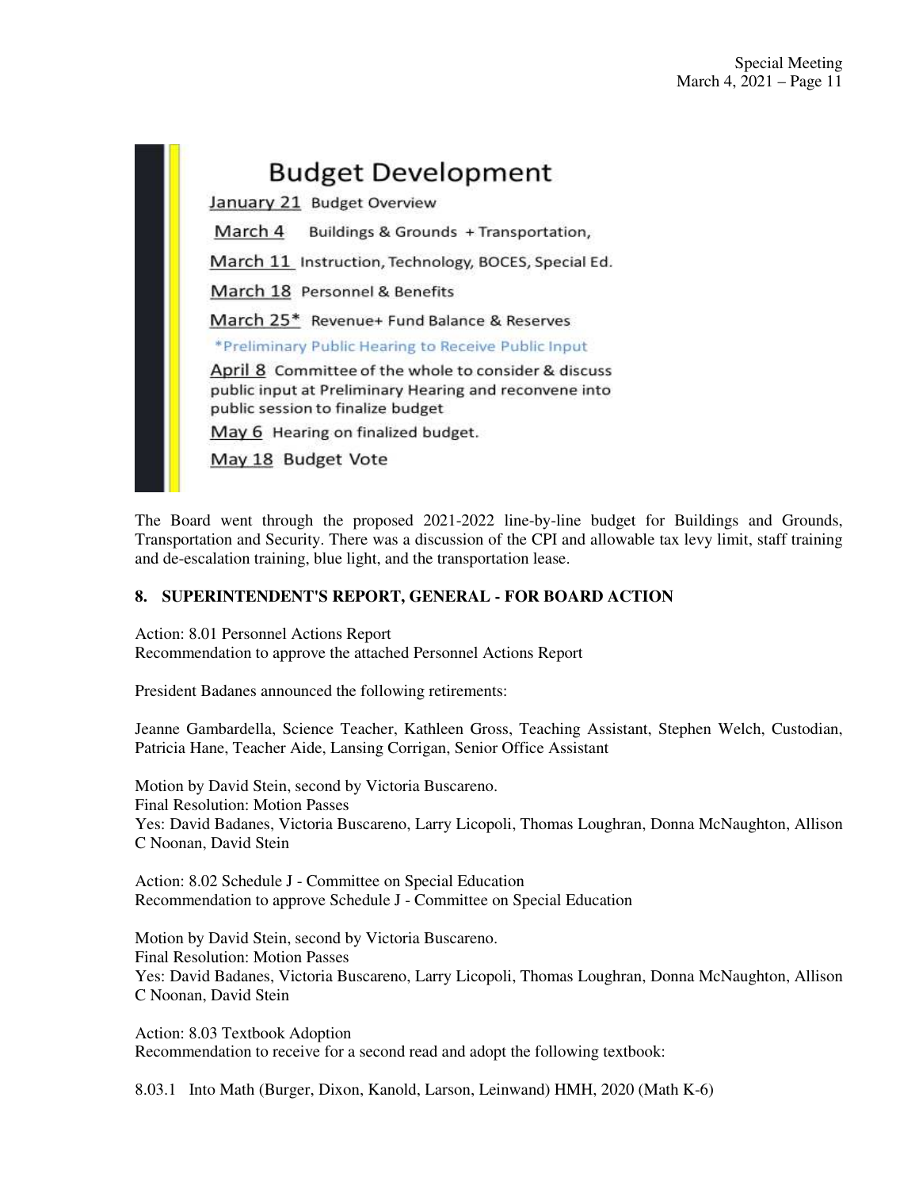## Budget Development

<u>January 21</u> Budget Overview

<u>March 4</u> Buildings & Grounds + Transportation,

<u>March 11</u> Instruction, Technology, BOCES, Special Ed.

<u>March 18</u> Personnel & Benefits

<u>March 25*</u> Revenue+ Fund Balance & Reserves

*Preliminary Public Hearing to Receive Public Input

<u>April 8</u> Committee of the whole to consider & discuss public input at Preliminary Hearing and reconvene into public session to finalize budget

<u>May 6</u> Hearing on finalized budget.

<u>May 18</u> Budget Vote

The Board went through the proposed 2021-2022 line-by-line budget for Buildings and Grounds, Transportation and Security. There was a discussion of the CPI and allowable tax levy limit, staff training and de-escalation training, blue light, and the transportation lease.

**8. SUPERINTENDENT'S REPORT, GENERAL - FOR BOARD ACTION**

Action: 8.01 Personnel Actions Report
Recommendation to approve the attached Personnel Actions Report

President Badanes announced the following retirements:

Jeanne Gambardella, Science Teacher, Kathleen Gross, Teaching Assistant, Stephen Welch, Custodian, Patricia Hane, Teacher Aide, Lansing Corrigan, Senior Office Assistant

Motion by David Stein, second by Victoria Buscareno.
Final Resolution: Motion Passes
Yes: David Badanes, Victoria Buscareno, Larry Licopoli, Thomas Loughran, Donna McNaughton, Allison C Noonan, David Stein

Action: 8.02 Schedule J - Committee on Special Education
Recommendation to approve Schedule J - Committee on Special Education

Motion by David Stein, second by Victoria Buscareno.
Final Resolution: Motion Passes
Yes: David Badanes, Victoria Buscareno, Larry Licopoli, Thomas Loughran, Donna McNaughton, Allison C Noonan, David Stein

Action: 8.03 Textbook Adoption
Recommendation to receive for a second read and adopt the following textbook:

8.03.1 Into Math (Burger, Dixon, Kanold, Larson, Leinwand) HMH, 2020 (Math K-6)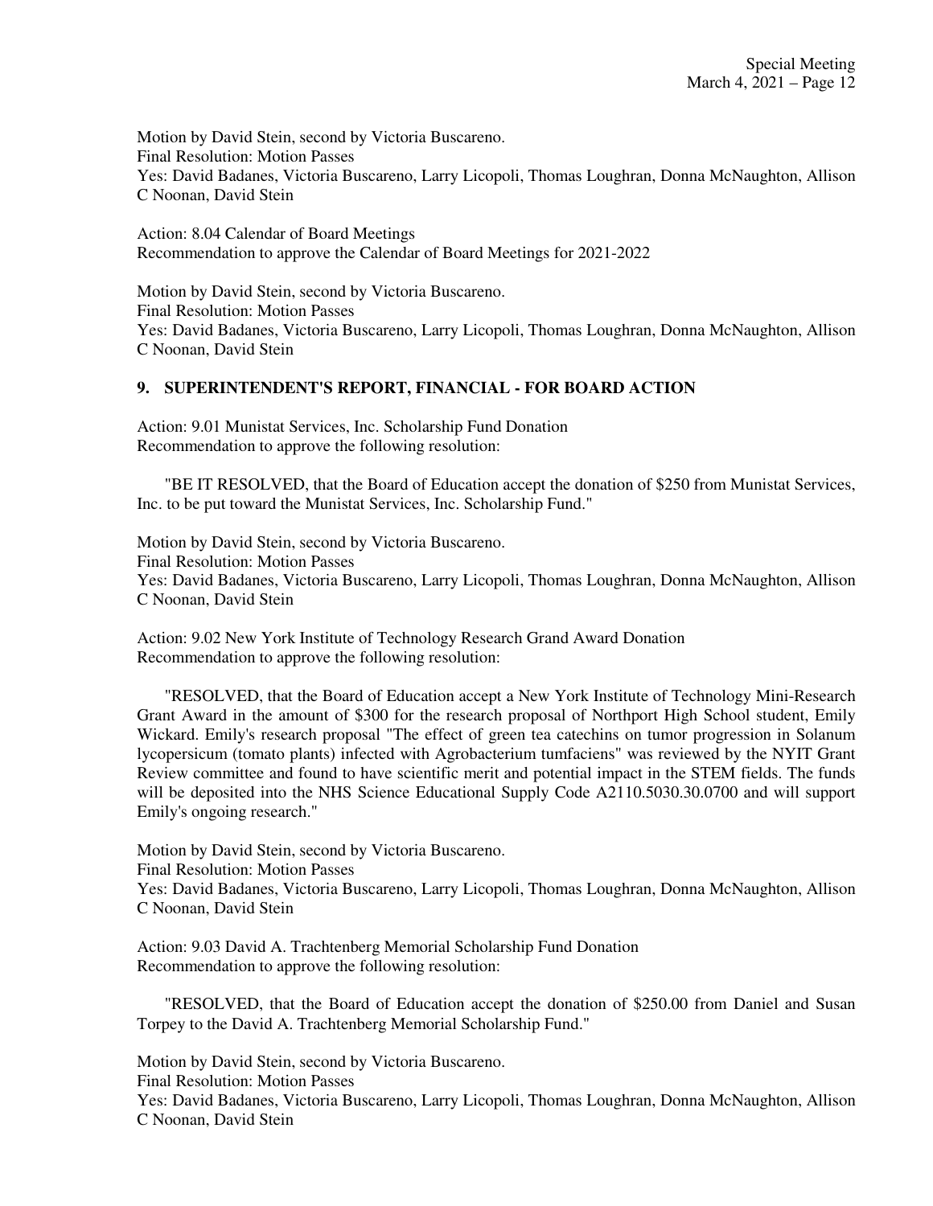Motion by David Stein, second by Victoria Buscareno.
Final Resolution: Motion Passes
Yes: David Badanes, Victoria Buscareno, Larry Licopoli, Thomas Loughran, Donna McNaughton, Allison C Noonan, David Stein

Action: 8.04 Calendar of Board Meetings
Recommendation to approve the Calendar of Board Meetings for 2021-2022

Motion by David Stein, second by Victoria Buscareno.
Final Resolution: Motion Passes
Yes: David Badanes, Victoria Buscareno, Larry Licopoli, Thomas Loughran, Donna McNaughton, Allison C Noonan, David Stein

## 9. SUPERINTENDENT'S REPORT, FINANCIAL - FOR BOARD ACTION

Action: 9.01 Munistat Services, Inc. Scholarship Fund Donation
Recommendation to approve the following resolution:

"BE IT RESOLVED, that the Board of Education accept the donation of $250 from Munistat Services, Inc. to be put toward the Munistat Services, Inc. Scholarship Fund."

Motion by David Stein, second by Victoria Buscareno.
Final Resolution: Motion Passes
Yes: David Badanes, Victoria Buscareno, Larry Licopoli, Thomas Loughran, Donna McNaughton, Allison C Noonan, David Stein

Action: 9.02 New York Institute of Technology Research Grand Award Donation
Recommendation to approve the following resolution:

"RESOLVED, that the Board of Education accept a New York Institute of Technology Mini-Research Grant Award in the amount of $300 for the research proposal of Northport High School student, Emily Wickard. Emily's research proposal "The effect of green tea catechins on tumor progression in Solanum lycopersicum (tomato plants) infected with Agrobacterium tumfaciens" was reviewed by the NYIT Grant Review committee and found to have scientific merit and potential impact in the STEM fields. The funds will be deposited into the NHS Science Educational Supply Code A2110.5030.30.0700 and will support Emily's ongoing research."

Motion by David Stein, second by Victoria Buscareno.
Final Resolution: Motion Passes
Yes: David Badanes, Victoria Buscareno, Larry Licopoli, Thomas Loughran, Donna McNaughton, Allison C Noonan, David Stein

Action: 9.03 David A. Trachtenberg Memorial Scholarship Fund Donation
Recommendation to approve the following resolution:

"RESOLVED, that the Board of Education accept the donation of $250.00 from Daniel and Susan Torpey to the David A. Trachtenberg Memorial Scholarship Fund."

Motion by David Stein, second by Victoria Buscareno.
Final Resolution: Motion Passes
Yes: David Badanes, Victoria Buscareno, Larry Licopoli, Thomas Loughran, Donna McNaughton, Allison C Noonan, David Stein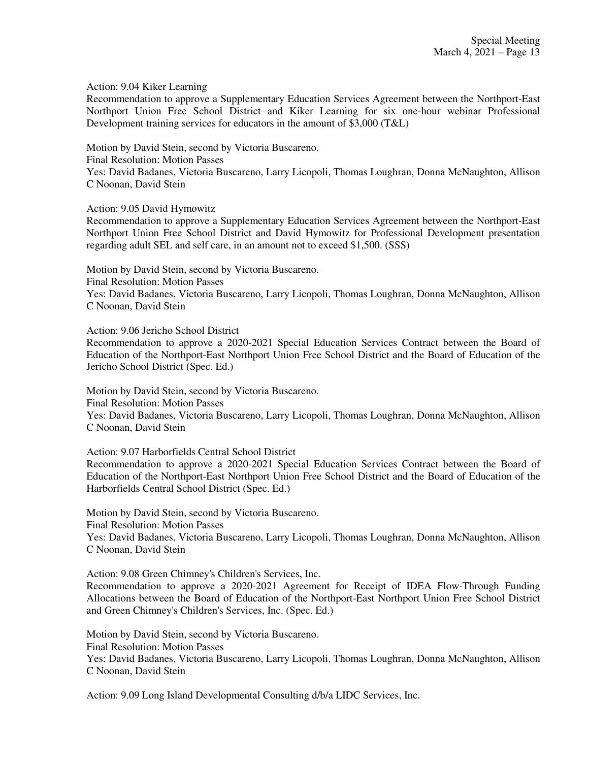Action: 9.04 Kiker Learning

Recommendation to approve a Supplementary Education Services Agreement between the Northport-East Northport Union Free School District and Kiker Learning for six one-hour webinar Professional Development training services for educators in the amount of $3,000 (T&L)

Motion by David Stein, second by Victoria Buscareno.

Final Resolution: Motion Passes

Yes: David Badanes, Victoria Buscareno, Larry Licopoli, Thomas Loughran, Donna McNaughton, Allison C Noonan, David Stein

Action: 9.05 David Hymowitz

Recommendation to approve a Supplementary Education Services Agreement between the Northport-East Northport Union Free School District and David Hymowitz for Professional Development presentation regarding adult SEL and self care, in an amount not to exceed $1,500. (SSS)

Motion by David Stein, second by Victoria Buscareno.

Final Resolution: Motion Passes

Yes: David Badanes, Victoria Buscareno, Larry Licopoli, Thomas Loughran, Donna McNaughton, Allison C Noonan, David Stein

Action: 9.06 Jericho School District

Recommendation to approve a 2020-2021 Special Education Services Contract between the Board of Education of the Northport-East Northport Union Free School District and the Board of Education of the Jericho School District (Spec. Ed.)

Motion by David Stein, second by Victoria Buscareno.

Final Resolution: Motion Passes

Yes: David Badanes, Victoria Buscareno, Larry Licopoli, Thomas Loughran, Donna McNaughton, Allison C Noonan, David Stein

Action: 9.07 Harborfields Central School District

Recommendation to approve a 2020-2021 Special Education Services Contract between the Board of Education of the Northport-East Northport Union Free School District and the Board of Education of the Harborfields Central School District (Spec. Ed.)

Motion by David Stein, second by Victoria Buscareno.

Final Resolution: Motion Passes

Yes: David Badanes, Victoria Buscareno, Larry Licopoli, Thomas Loughran, Donna McNaughton, Allison C Noonan, David Stein

Action: 9.08 Green Chimney's Children's Services, Inc.

Recommendation to approve a 2020-2021 Agreement for Receipt of IDEA Flow-Through Funding Allocations between the Board of Education of the Northport-East Northport Union Free School District and Green Chimney's Children's Services, Inc. (Spec. Ed.)

Motion by David Stein, second by Victoria Buscareno.

Final Resolution: Motion Passes

Yes: David Badanes, Victoria Buscareno, Larry Licopoli, Thomas Loughran, Donna McNaughton, Allison C Noonan, David Stein

Action: 9.09 Long Island Developmental Consulting d/b/a LIDC Services, Inc.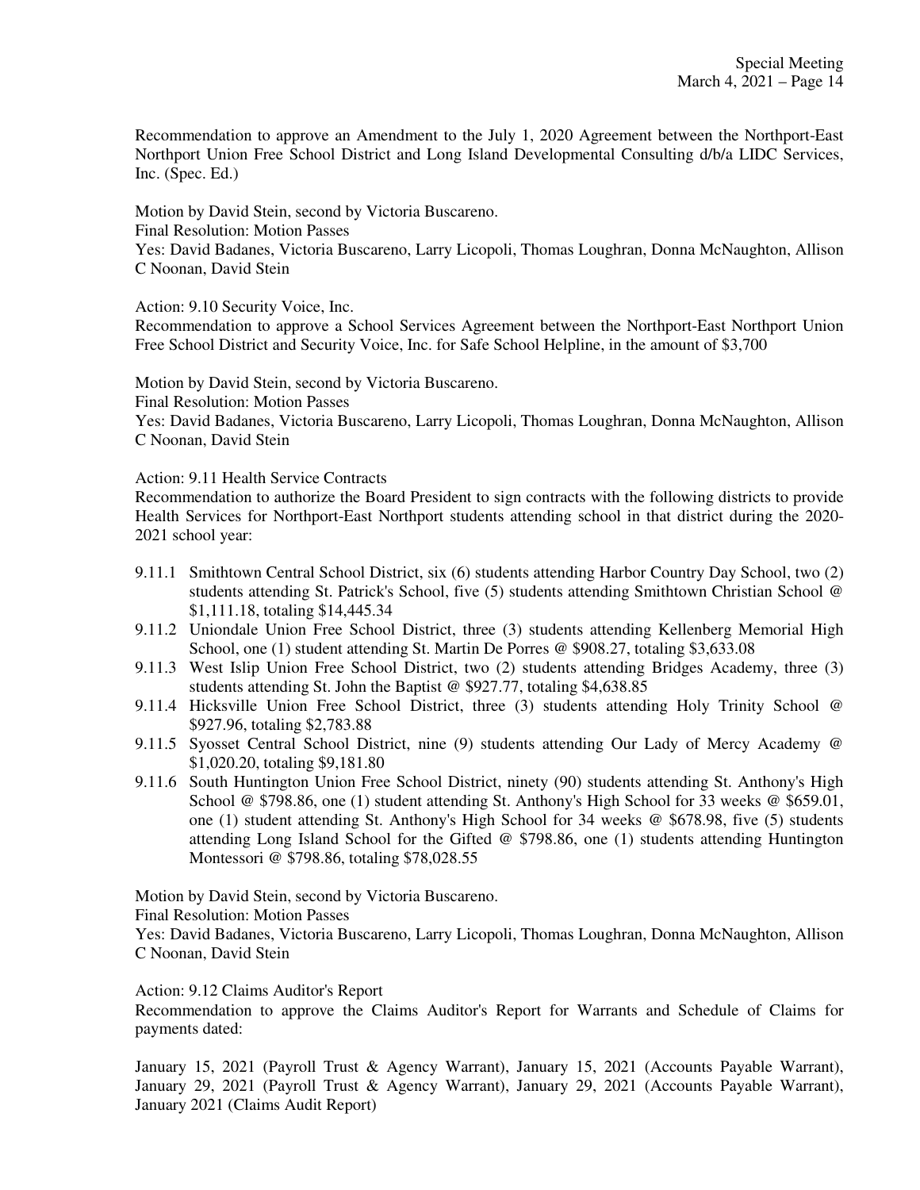Recommendation to approve an Amendment to the July 1, 2020 Agreement between the Northport-East Northport Union Free School District and Long Island Developmental Consulting d/b/a LIDC Services, Inc. (Spec. Ed.)

Motion by David Stein, second by Victoria Buscareno.
Final Resolution: Motion Passes
Yes: David Badanes, Victoria Buscareno, Larry Licopoli, Thomas Loughran, Donna McNaughton, Allison C Noonan, David Stein

Action: 9.10 Security Voice, Inc.
Recommendation to approve a School Services Agreement between the Northport-East Northport Union Free School District and Security Voice, Inc. for Safe School Helpline, in the amount of $3,700

Motion by David Stein, second by Victoria Buscareno.
Final Resolution: Motion Passes
Yes: David Badanes, Victoria Buscareno, Larry Licopoli, Thomas Loughran, Donna McNaughton, Allison C Noonan, David Stein

Action: 9.11 Health Service Contracts
Recommendation to authorize the Board President to sign contracts with the following districts to provide Health Services for Northport-East Northport students attending school in that district during the 2020-2021 school year:

- 9.11.1 Smithtown Central School District, six (6) students attending Harbor Country Day School, two (2) students attending St. Patrick's School, five (5) students attending Smithtown Christian School @ $1,111.18, totaling $14,445.34
- 9.11.2 Uniondale Union Free School District, three (3) students attending Kellenberg Memorial High School, one (1) student attending St. Martin De Porres @ $908.27, totaling $3,633.08
- 9.11.3 West Islip Union Free School District, two (2) students attending Bridges Academy, three (3) students attending St. John the Baptist @ $927.77, totaling $4,638.85
- 9.11.4 Hicksville Union Free School District, three (3) students attending Holy Trinity School @ $927.96, totaling $2,783.88
- 9.11.5 Syosset Central School District, nine (9) students attending Our Lady of Mercy Academy @ $1,020.20, totaling $9,181.80
- 9.11.6 South Huntington Union Free School District, ninety (90) students attending St. Anthony's High School @ $798.86, one (1) student attending St. Anthony's High School for 33 weeks @ $659.01, one (1) student attending St. Anthony's High School for 34 weeks @ $678.98, five (5) students attending Long Island School for the Gifted @ $798.86, one (1) students attending Huntington Montessori @ $798.86, totaling $78,028.55

Motion by David Stein, second by Victoria Buscareno.
Final Resolution: Motion Passes
Yes: David Badanes, Victoria Buscareno, Larry Licopoli, Thomas Loughran, Donna McNaughton, Allison C Noonan, David Stein

Action: 9.12 Claims Auditor's Report
Recommendation to approve the Claims Auditor's Report for Warrants and Schedule of Claims for payments dated:

January 15, 2021 (Payroll Trust & Agency Warrant), January 15, 2021 (Accounts Payable Warrant), January 29, 2021 (Payroll Trust & Agency Warrant), January 29, 2021 (Accounts Payable Warrant), January 2021 (Claims Audit Report)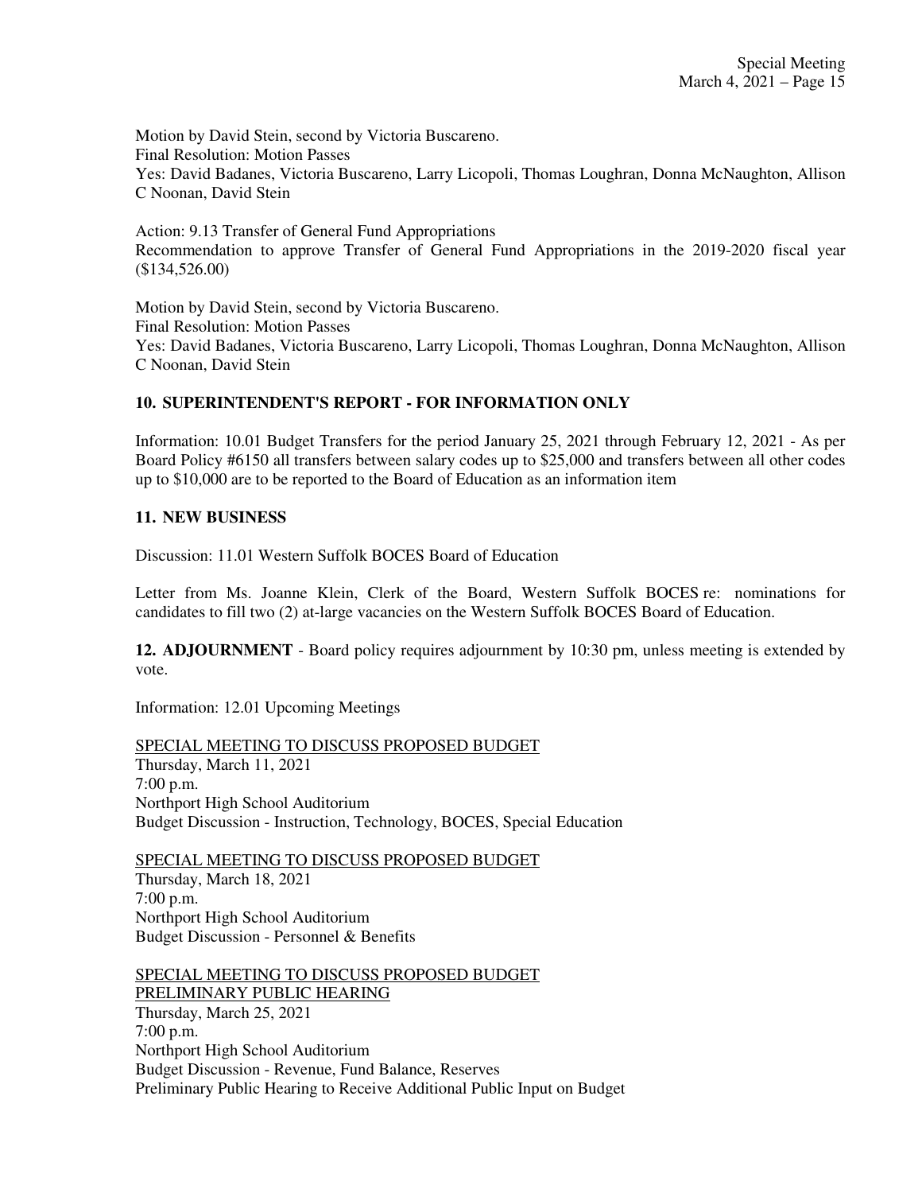Motion by David Stein, second by Victoria Buscareno.
Final Resolution: Motion Passes
Yes: David Badanes, Victoria Buscareno, Larry Licopoli, Thomas Loughran, Donna McNaughton, Allison C Noonan, David Stein

Action: 9.13 Transfer of General Fund Appropriations
Recommendation to approve Transfer of General Fund Appropriations in the 2019-2020 fiscal year ($134,526.00)

Motion by David Stein, second by Victoria Buscareno.
Final Resolution: Motion Passes
Yes: David Badanes, Victoria Buscareno, Larry Licopoli, Thomas Loughran, Donna McNaughton, Allison C Noonan, David Stein

**10. SUPERINTENDENT'S REPORT - FOR INFORMATION ONLY**

Information: 10.01 Budget Transfers for the period January 25, 2021 through February 12, 2021 - As per Board Policy #6150 all transfers between salary codes up to $25,000 and transfers between all other codes up to $10,000 are to be reported to the Board of Education as an information item

**11. NEW BUSINESS**

Discussion: 11.01 Western Suffolk BOCES Board of Education

Letter from Ms. Joanne Klein, Clerk of the Board, Western Suffolk BOCES re: nominations for candidates to fill two (2) at-large vacancies on the Western Suffolk BOCES Board of Education.

**12. ADJOURNMENT** - Board policy requires adjournment by 10:30 pm, unless meeting is extended by vote.

Information: 12.01 Upcoming Meetings

<u>SPECIAL MEETING TO DISCUSS PROPOSED BUDGET</u>
Thursday, March 11, 2021
7:00 p.m.
Northport High School Auditorium
Budget Discussion - Instruction, Technology, BOCES, Special Education

<u>SPECIAL MEETING TO DISCUSS PROPOSED BUDGET</u>
Thursday, March 18, 2021
7:00 p.m.
Northport High School Auditorium
Budget Discussion - Personnel & Benefits

<u>SPECIAL MEETING TO DISCUSS PROPOSED BUDGET</u>
<u>PRELIMINARY PUBLIC HEARING</u>
Thursday, March 25, 2021
7:00 p.m.
Northport High School Auditorium
Budget Discussion - Revenue, Fund Balance, Reserves
Preliminary Public Hearing to Receive Additional Public Input on Budget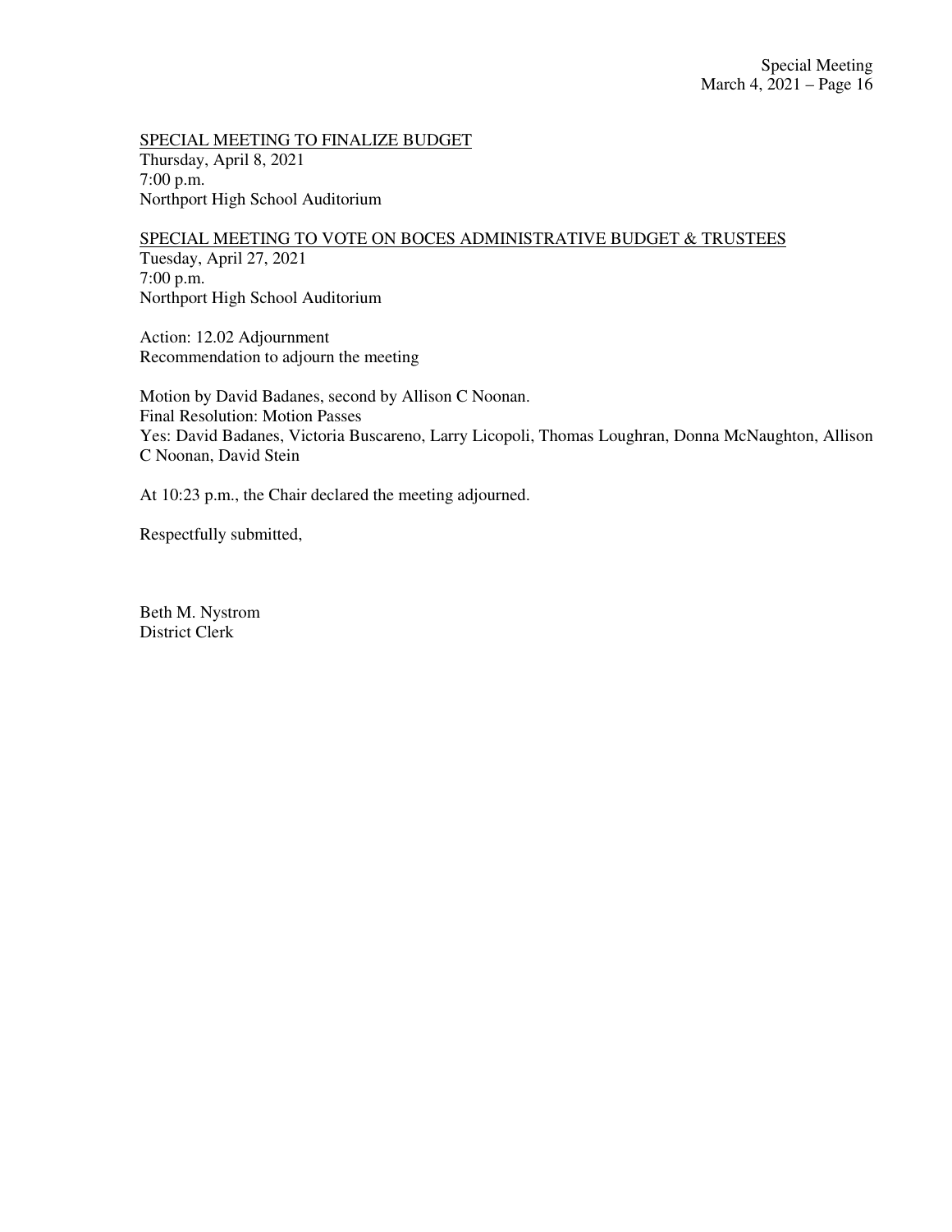SPECIAL MEETING TO FINALIZE BUDGET
Thursday, April 8, 2021
7:00 p.m.
Northport High School Auditorium

SPECIAL MEETING TO VOTE ON BOCES ADMINISTRATIVE BUDGET & TRUSTEES
Tuesday, April 27, 2021
7:00 p.m.
Northport High School Auditorium

Action: 12.02 Adjournment
Recommendation to adjourn the meeting

Motion by David Badanes, second by Allison C Noonan.
Final Resolution: Motion Passes
Yes: David Badanes, Victoria Buscareno, Larry Licopoli, Thomas Loughran, Donna McNaughton, Allison C Noonan, David Stein

At 10:23 p.m., the Chair declared the meeting adjourned.

Respectfully submitted,

Beth M. Nystrom
District Clerk